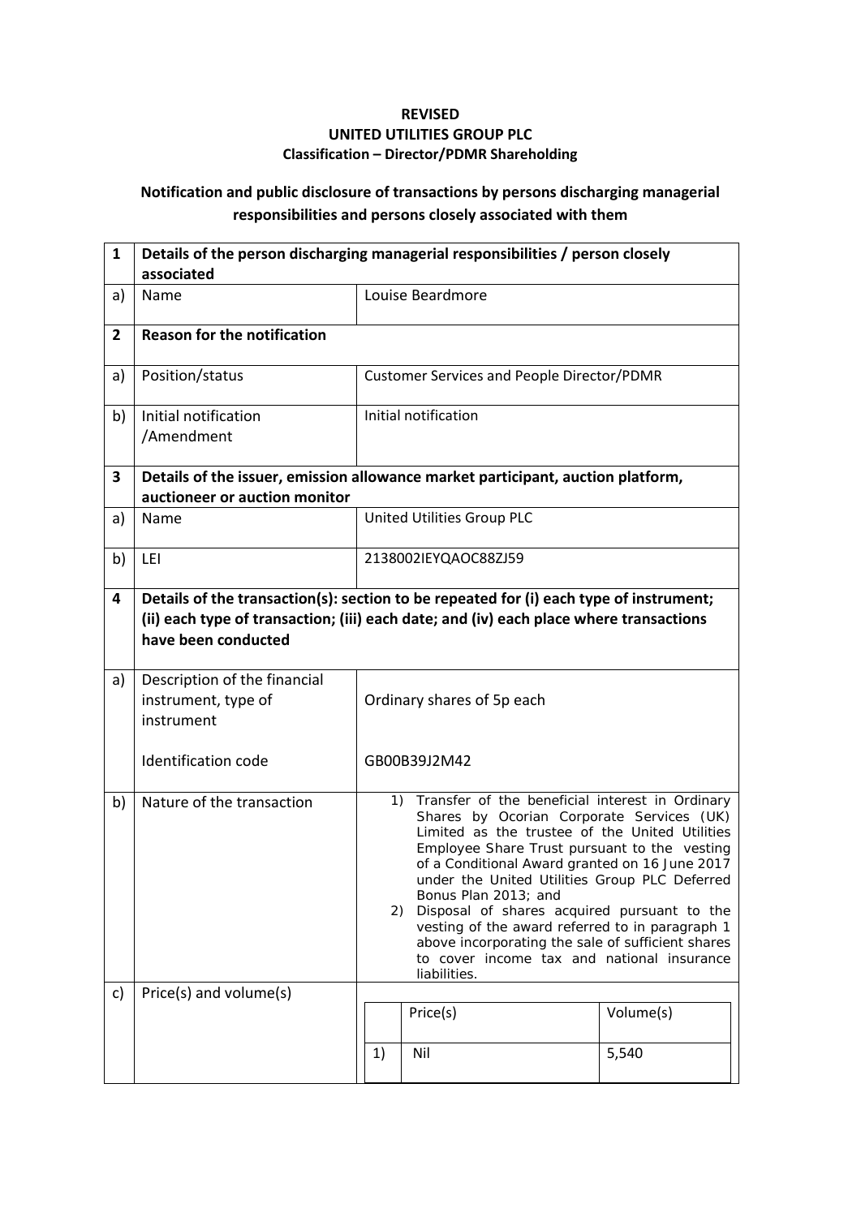**REVISED**

**UNITED UTILITIES GROUP PLC**

**Classification – Director/PDMR Shareholding**

## Notification and public disclosure of transactions by persons discharging managerial responsibilities and persons closely associated with them

| | | |
|---|---|---|
| **1** | **Details of the person discharging managerial responsibilities / person closely associated** | |
| a) | Name | Louise Beardmore |
| **2** | **Reason for the notification** | |
| a) | Position/status | Customer Services and People Director/PDMR |
| b) | Initial notification /Amendment | Initial notification |
| **3** | **Details of the issuer, emission allowance market participant, auction platform, auctioneer or auction monitor** | |
| a) | Name | United Utilities Group PLC |
| b) | LEI | 2138002IEYQAOC88ZJ59 |
| **4** | **Details of the transaction(s): section to be repeated for (i) each type of instrument; (ii) each type of transaction; (iii) each date; and (iv) each place where transactions have been conducted** | |
| a) | Description of the financial instrument, type of instrument<br><br>Identification code | Ordinary shares of 5p each<br><br>GB00B39J2M42 |
| b) | Nature of the transaction | 1) Transfer of the beneficial interest in Ordinary Shares by Ocorian Corporate Services (UK) Limited as the trustee of the United Utilities Employee Share Trust pursuant to the vesting of a Conditional Award granted on 16 June 2017 under the United Utilities Group PLC Deferred Bonus Plan 2013; and<br>2) Disposal of shares acquired pursuant to the vesting of the award referred to in paragraph 1 above incorporating the sale of sufficient shares to cover income tax and national insurance liabilities. |
| c) | Price(s) and volume(s) | |

| | Price(s) | Volume(s) |
|---|---|---|
| 1) | Nil | 5,540 |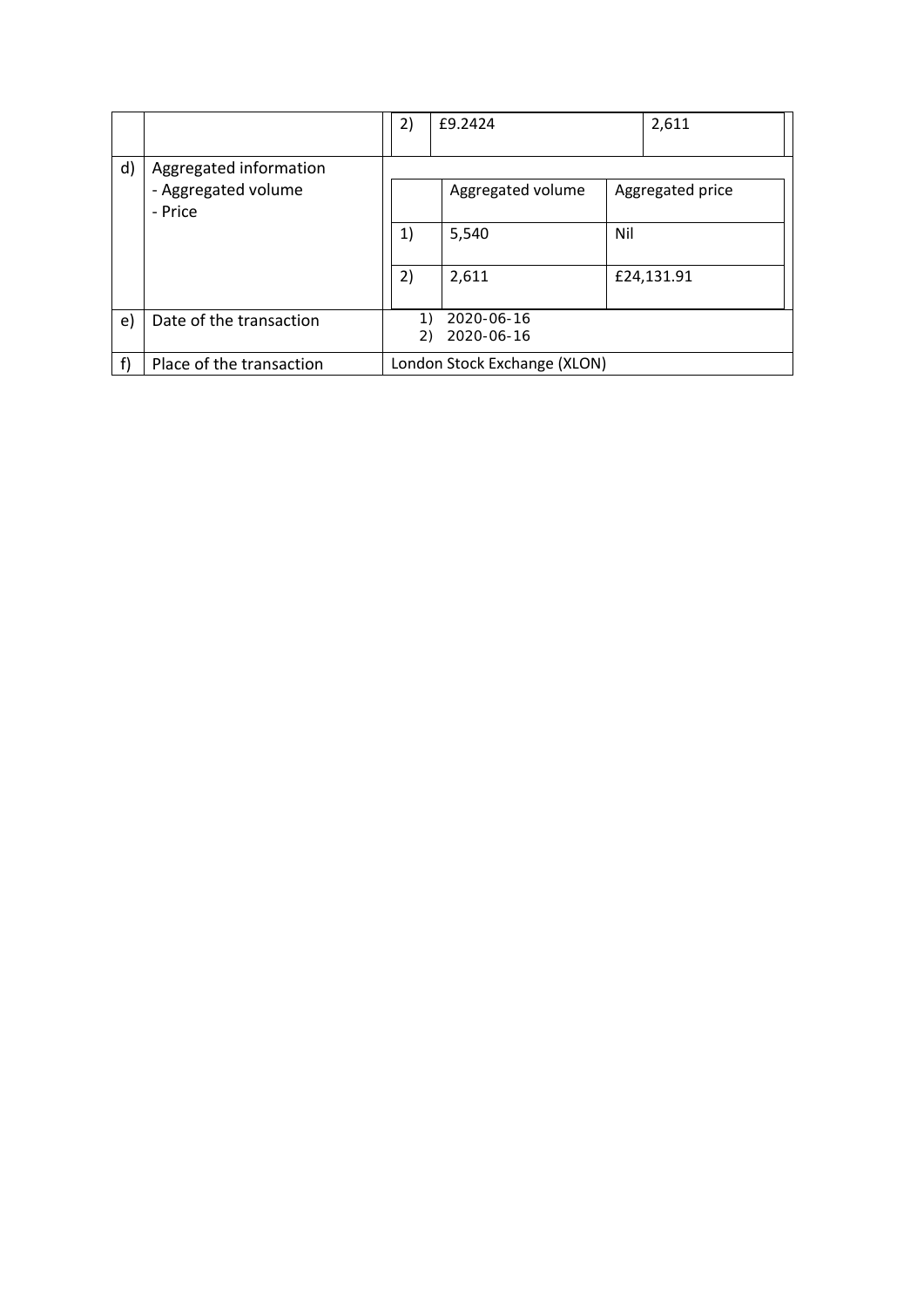| | | | | |
|---|---|---|---|---|
| | | 2) | £9.2424 | 2,611 |
| d) | Aggregated information<br>- Aggregated volume<br>- Price | | Aggregated volume | Aggregated price |
| | | 1) | 5,540 | Nil |
| | | 2) | 2,611 | £24,131.91 |
| e) | Date of the transaction | 1) 2020-06-16<br>2) 2020-06-16 | | |
| f) | Place of the transaction | London Stock Exchange (XLON) | | |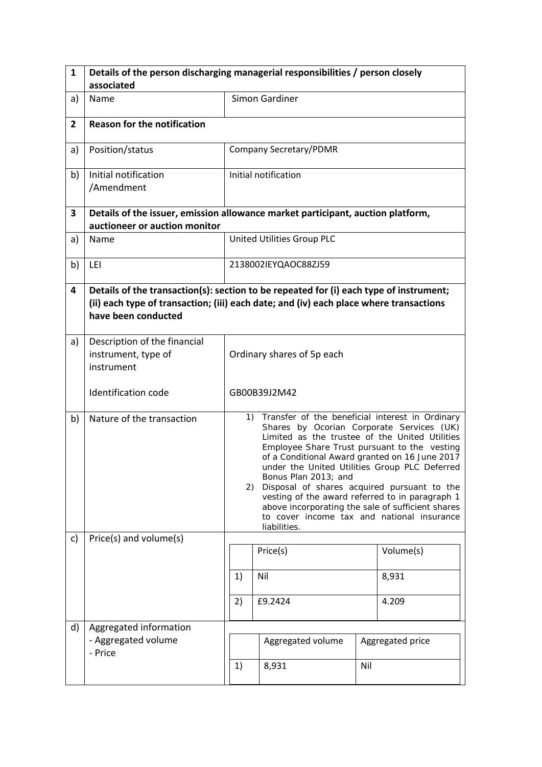| 1 | Details of the person discharging managerial responsibilities / person closely associated | |
|---|---|---|
| a) | Name | Simon Gardiner |
| **2** | **Reason for the notification** | |
| a) | Position/status | Company Secretary/PDMR |
| b) | Initial notification /Amendment | Initial notification |
| **3** | **Details of the issuer, emission allowance market participant, auction platform, auctioneer or auction monitor** | |
| a) | Name | United Utilities Group PLC |
| b) | LEI | 2138002IEYQAOC88ZJ59 |
| **4** | **Details of the transaction(s): section to be repeated for (i) each type of instrument; (ii) each type of transaction; (iii) each date; and (iv) each place where transactions have been conducted** | |
| a) | Description of the financial instrument, type of instrument<br><br>Identification code | Ordinary shares of 5p each<br><br>GB00B39J2M42 |
| b) | Nature of the transaction | 1) Transfer of the beneficial interest in Ordinary Shares by Ocorian Corporate Services (UK) Limited as the trustee of the United Utilities Employee Share Trust pursuant to the vesting of a Conditional Award granted on 16 June 2017 under the United Utilities Group PLC Deferred Bonus Plan 2013; and<br>2) Disposal of shares acquired pursuant to the vesting of the award referred to in paragraph 1 above incorporating the sale of sufficient shares to cover income tax and national insurance liabilities. |
| c) | Price(s) and volume(s) | Price(s) / Volume(s):<br>1) Nil — 8,931<br>2) £9.2424 — 4.209 |
| d) | Aggregated information<br>- Aggregated volume<br>- Price | Aggregated volume / Aggregated price:<br>1) 8,931 — Nil |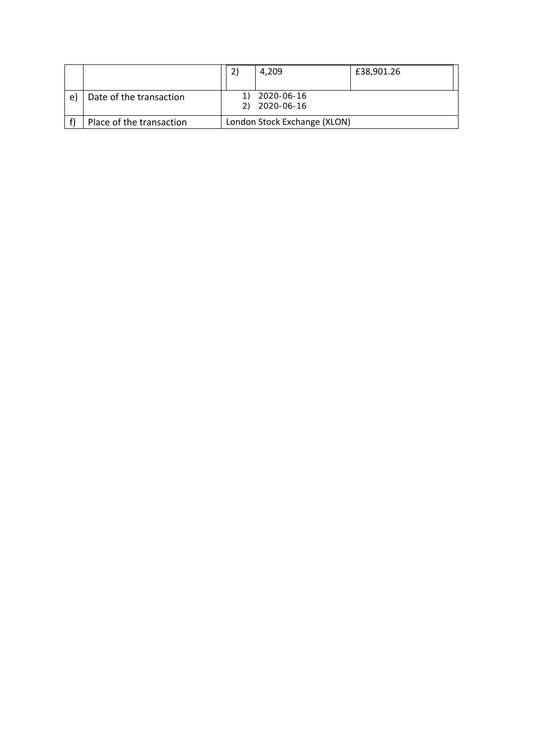| | | | | |
|---|---|---|---|---|
| | | 2) | 4,209 | £38,901.26 |
| e) | Date of the transaction | 1) 2020-06-16<br>2) 2020-06-16 | | |
| f) | Place of the transaction | London Stock Exchange (XLON) | | |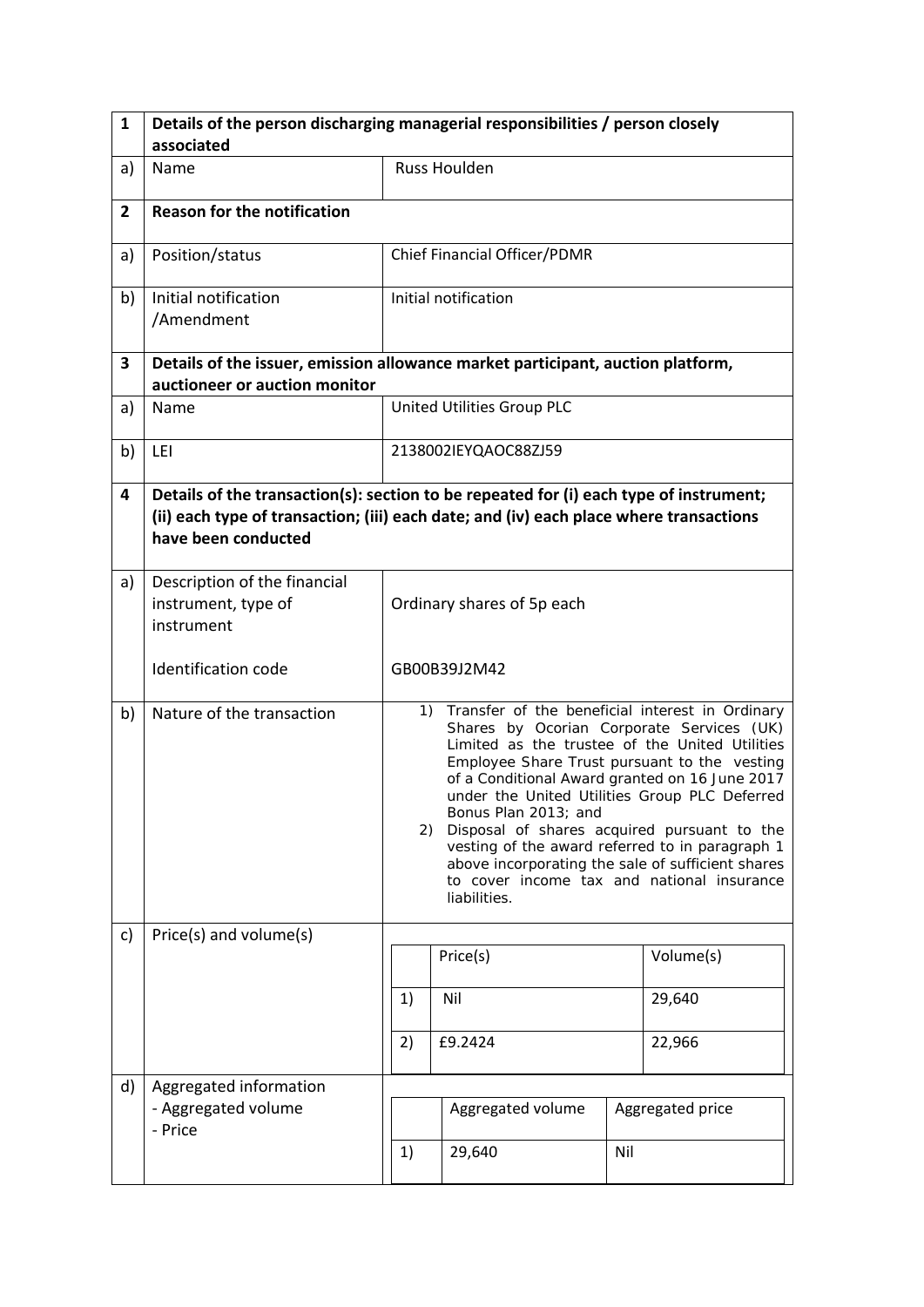| 1 | Details of the person discharging managerial responsibilities / person closely associated | |
|---|---|---|
| a) | Name | Russ Houlden |
| **2** | **Reason for the notification** | |
| a) | Position/status | Chief Financial Officer/PDMR |
| b) | Initial notification /Amendment | Initial notification |
| **3** | **Details of the issuer, emission allowance market participant, auction platform, auctioneer or auction monitor** | |
| a) | Name | United Utilities Group PLC |
| b) | LEI | 2138002IEYQAOC88ZJ59 |
| **4** | **Details of the transaction(s): section to be repeated for (i) each type of instrument; (ii) each type of transaction; (iii) each date; and (iv) each place where transactions have been conducted** | |
| a) | Description of the financial instrument, type of instrument<br><br>Identification code | Ordinary shares of 5p each<br><br>GB00B39J2M42 |
| b) | Nature of the transaction | 1) Transfer of the beneficial interest in Ordinary Shares by Ocorian Corporate Services (UK) Limited as the trustee of the United Utilities Employee Share Trust pursuant to the vesting of a Conditional Award granted on 16 June 2017 under the United Utilities Group PLC Deferred Bonus Plan 2013; and<br>2) Disposal of shares acquired pursuant to the vesting of the award referred to in paragraph 1 above incorporating the sale of sufficient shares to cover income tax and national insurance liabilities. |
| c) | Price(s) and volume(s) | Price(s) / Volume(s)<br>1) Nil / 29,640<br>2) £9.2424 / 22,966 |
| d) | Aggregated information<br>- Aggregated volume<br>- Price | Aggregated volume / Aggregated price<br>1) 29,640 / Nil |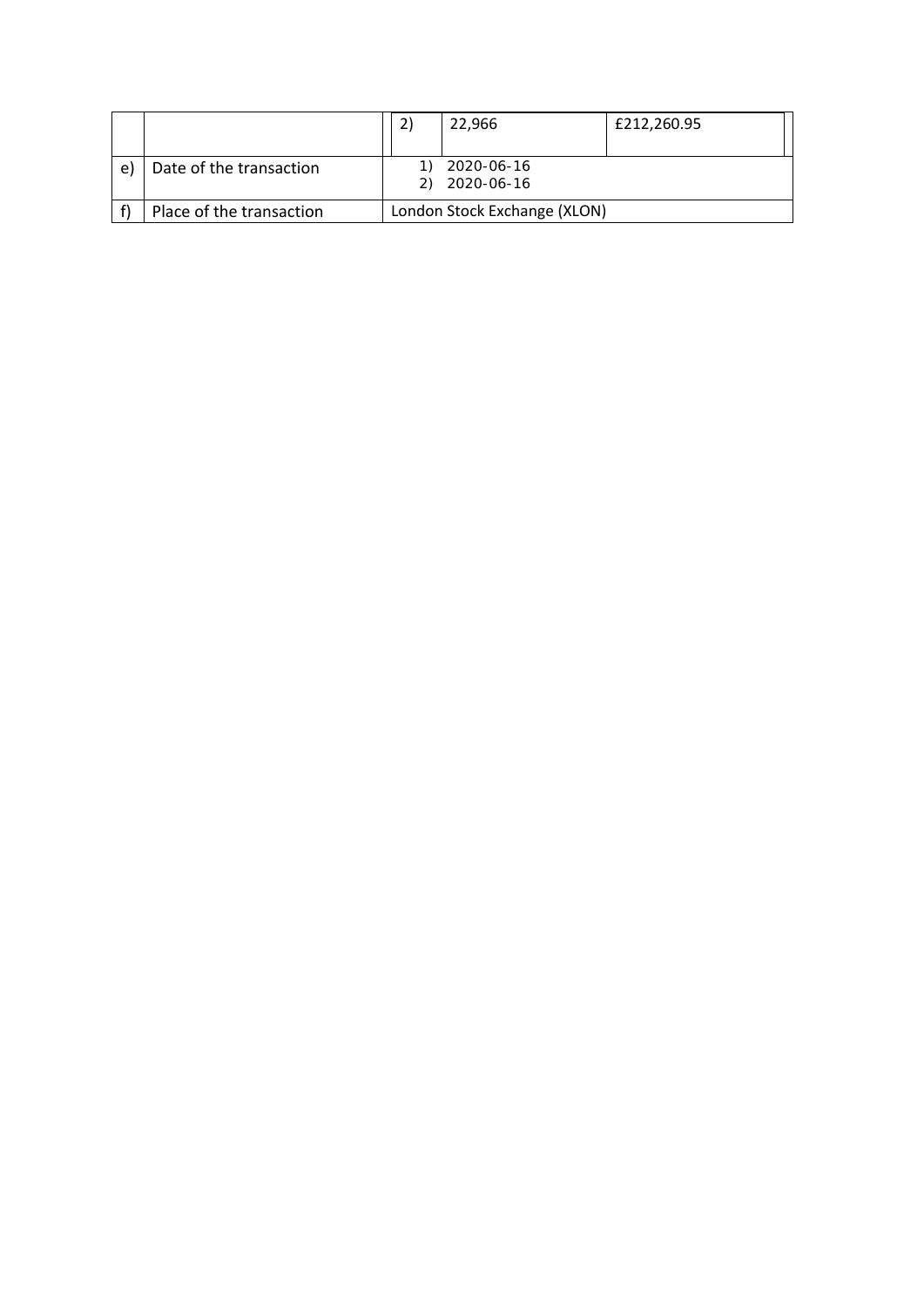| | | | | |
|---|---|---|---|---|
| | | 2) | 22,966 | £212,260.95 |
| e) | Date of the transaction | 1) 2020-06-16<br>2) 2020-06-16 | | |
| f) | Place of the transaction | London Stock Exchange (XLON) | | |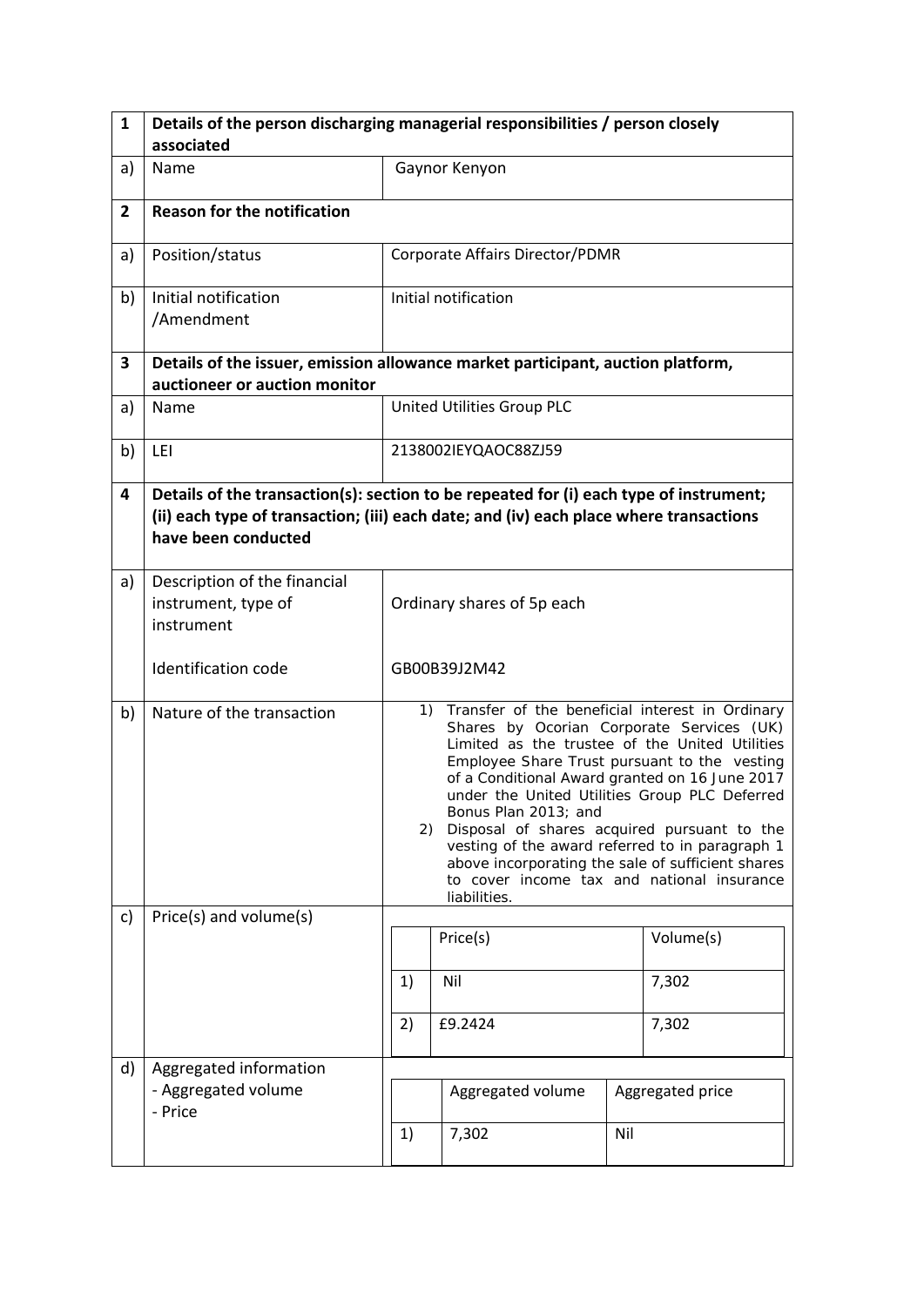| 1 | Details of the person discharging managerial responsibilities / person closely associated | |
|---|---|---|
| a) | Name | Gaynor Kenyon |
| **2** | **Reason for the notification** | |
| a) | Position/status | Corporate Affairs Director/PDMR |
| b) | Initial notification /Amendment | Initial notification |
| **3** | **Details of the issuer, emission allowance market participant, auction platform, auctioneer or auction monitor** | |
| a) | Name | United Utilities Group PLC |
| b) | LEI | 2138002IEYQAOC88ZJ59 |
| **4** | **Details of the transaction(s): section to be repeated for (i) each type of instrument; (ii) each type of transaction; (iii) each date; and (iv) each place where transactions have been conducted** | |
| a) | Description of the financial instrument, type of instrument<br><br>Identification code | Ordinary shares of 5p each<br><br>GB00B39J2M42 |
| b) | Nature of the transaction | 1) Transfer of the beneficial interest in Ordinary Shares by Ocorian Corporate Services (UK) Limited as the trustee of the United Utilities Employee Share Trust pursuant to the vesting of a Conditional Award granted on 16 June 2017 under the United Utilities Group PLC Deferred Bonus Plan 2013; and<br>2) Disposal of shares acquired pursuant to the vesting of the award referred to in paragraph 1 above incorporating the sale of sufficient shares to cover income tax and national insurance liabilities. |
| c) | Price(s) and volume(s) | see table below |
| d) | Aggregated information<br>- Aggregated volume<br>- Price | see table below |

Price(s) and volume(s):

| | Price(s) | Volume(s) |
|---|---|---|
| 1) | Nil | 7,302 |
| 2) | £9.2424 | 7,302 |

Aggregated information:

| | Aggregated volume | Aggregated price |
|---|---|---|
| 1) | 7,302 | Nil |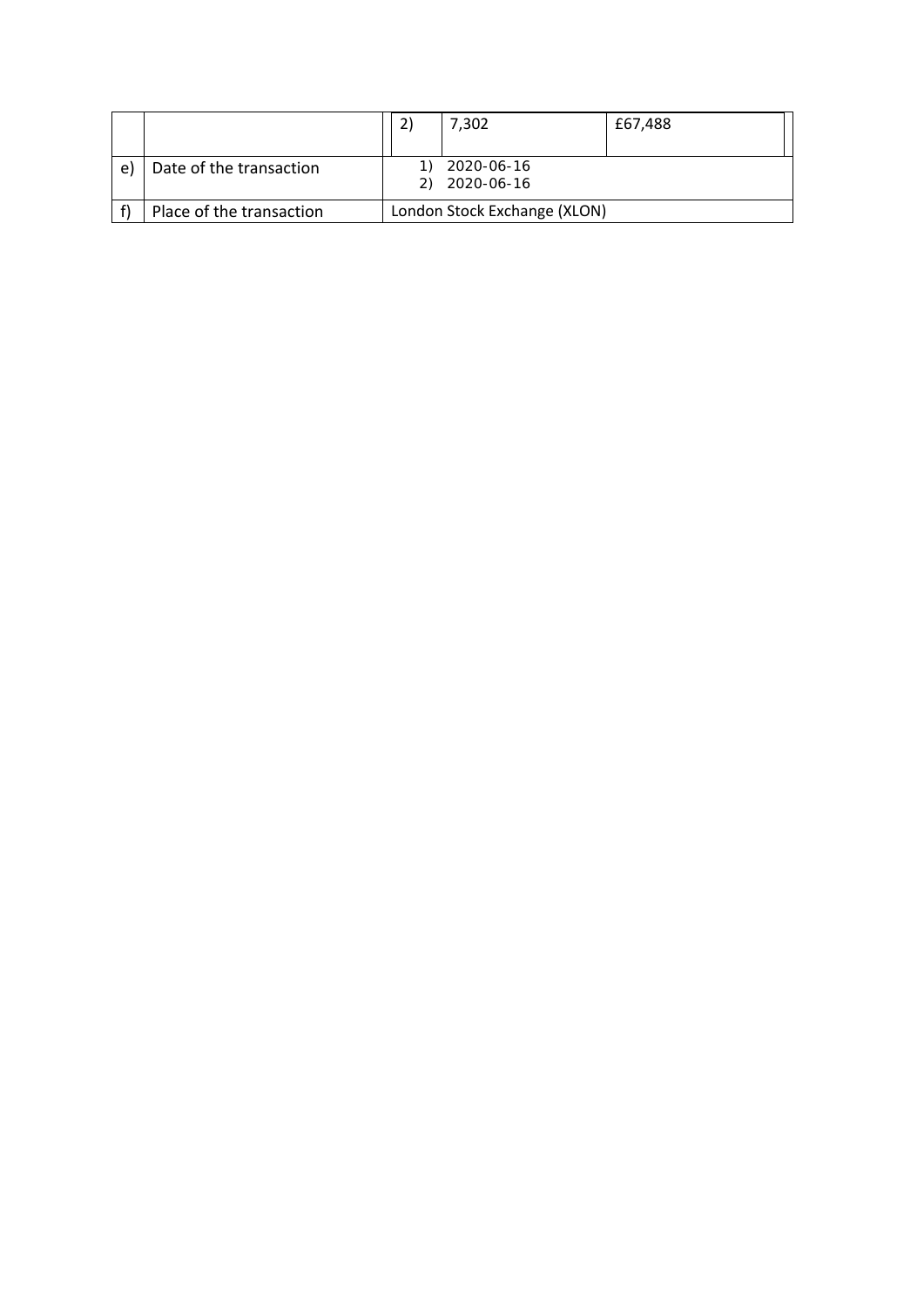| | | | | |
|---|---|---|---|---|
| | | 2) | 7,302 | £67,488 |
| e) | Date of the transaction | 1) 2020-06-16<br>2) 2020-06-16 | | |
| f) | Place of the transaction | London Stock Exchange (XLON) | | |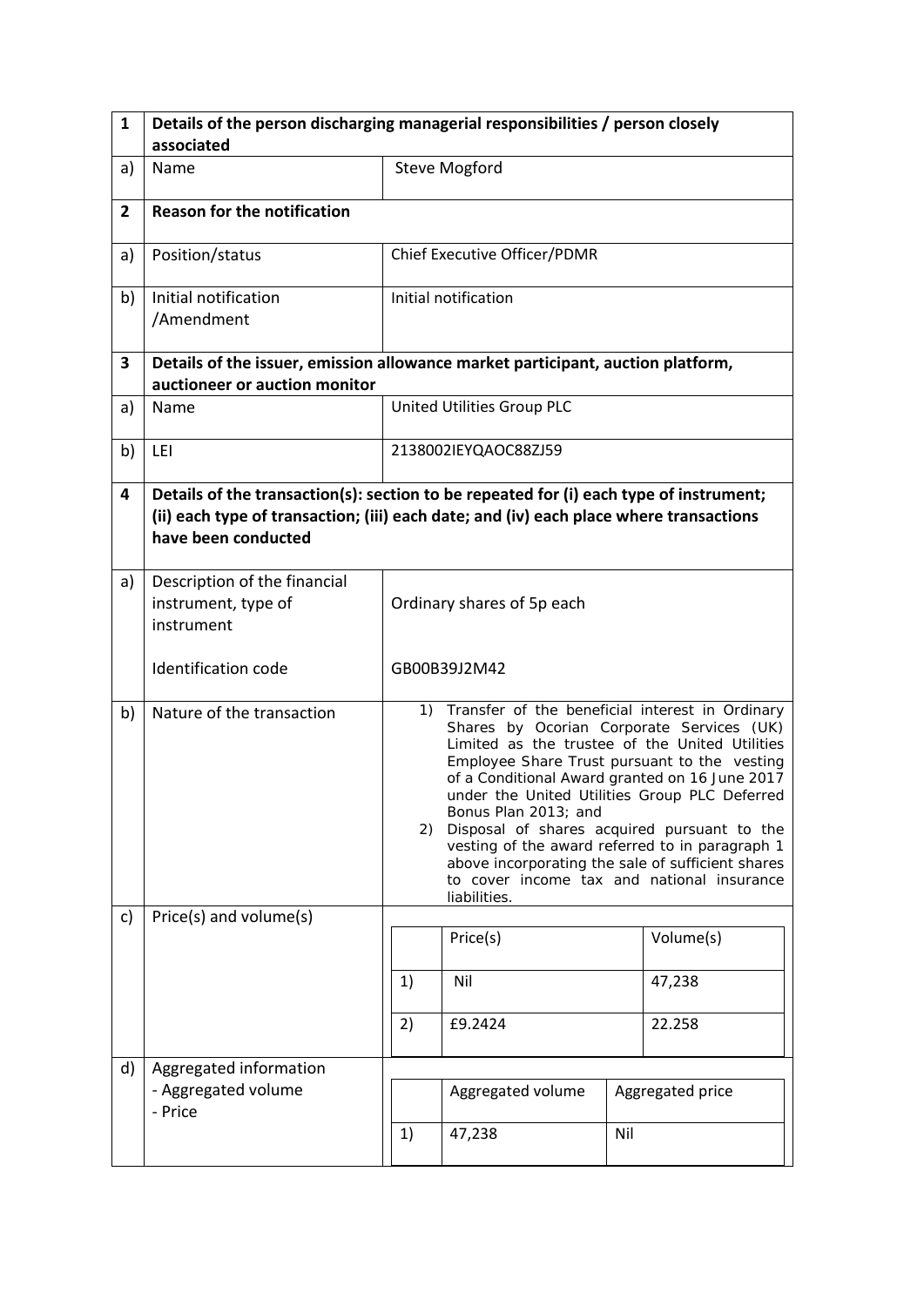| 1 | Details of the person discharging managerial responsibilities / person closely associated | |
|---|---|---|
| a) | Name | Steve Mogford |
| **2** | **Reason for the notification** | |
| a) | Position/status | Chief Executive Officer/PDMR |
| b) | Initial notification /Amendment | Initial notification |
| **3** | **Details of the issuer, emission allowance market participant, auction platform, auctioneer or auction monitor** | |
| a) | Name | United Utilities Group PLC |
| b) | LEI | 2138002IEYQAOC88ZJ59 |
| **4** | **Details of the transaction(s): section to be repeated for (i) each type of instrument; (ii) each type of transaction; (iii) each date; and (iv) each place where transactions have been conducted** | |
| a) | Description of the financial instrument, type of instrument<br><br>Identification code | Ordinary shares of 5p each<br><br>GB00B39J2M42 |
| b) | Nature of the transaction | 1) Transfer of the beneficial interest in Ordinary Shares by Ocorian Corporate Services (UK) Limited as the trustee of the United Utilities Employee Share Trust pursuant to the vesting of a Conditional Award granted on 16 June 2017 under the United Utilities Group PLC Deferred Bonus Plan 2013; and<br>2) Disposal of shares acquired pursuant to the vesting of the award referred to in paragraph 1 above incorporating the sale of sufficient shares to cover income tax and national insurance liabilities. |
| c) | Price(s) and volume(s) | |
| d) | Aggregated information<br>- Aggregated volume<br>- Price | |

**c) Price(s) and volume(s)**

| | Price(s) | Volume(s) |
|---|---|---|
| 1) | Nil | 47,238 |
| 2) | £9.2424 | 22.258 |

**d) Aggregated information**

| | Aggregated volume | Aggregated price |
|---|---|---|
| 1) | 47,238 | Nil |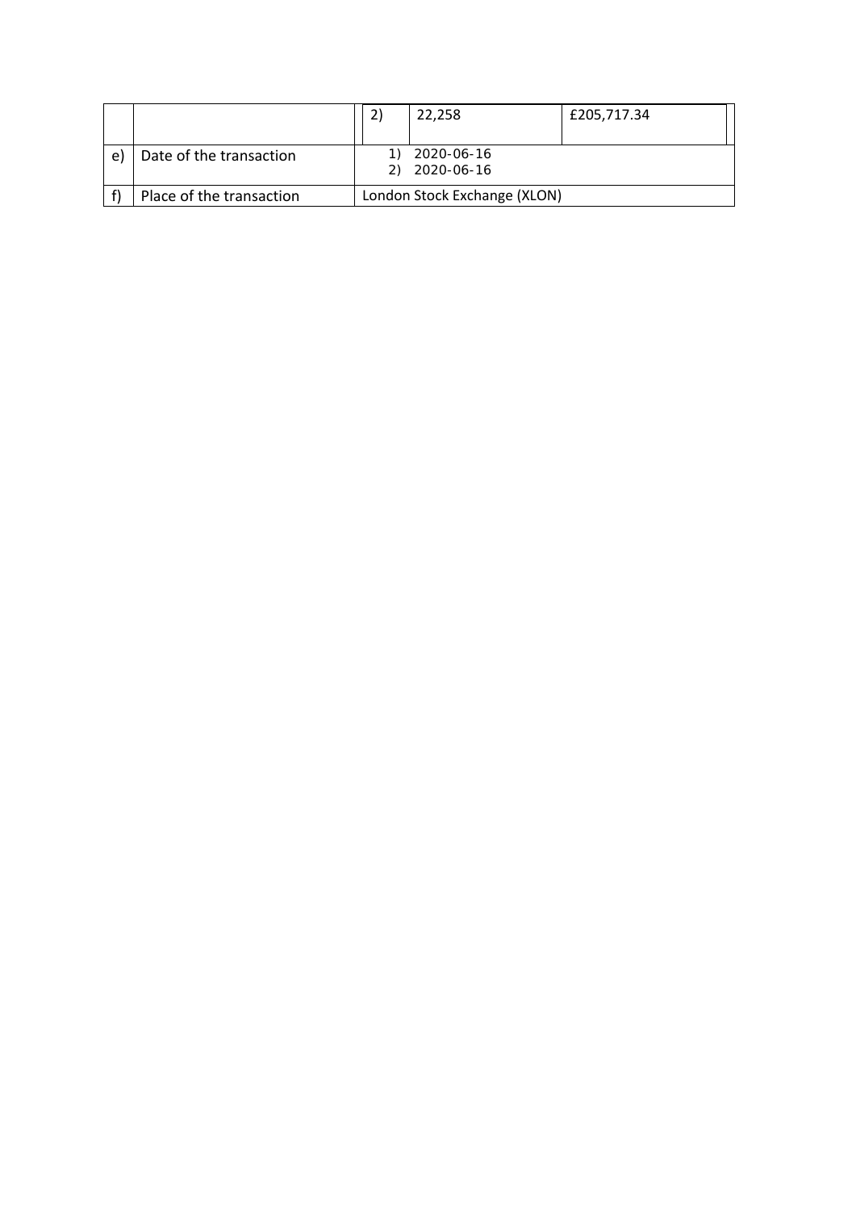| | | | | |
|---|---|---|---|---|
| | | 2) | 22,258 | £205,717.34 |
| e) | Date of the transaction | 1) 2020-06-16<br>2) 2020-06-16 | | |
| f) | Place of the transaction | London Stock Exchange (XLON) | | |